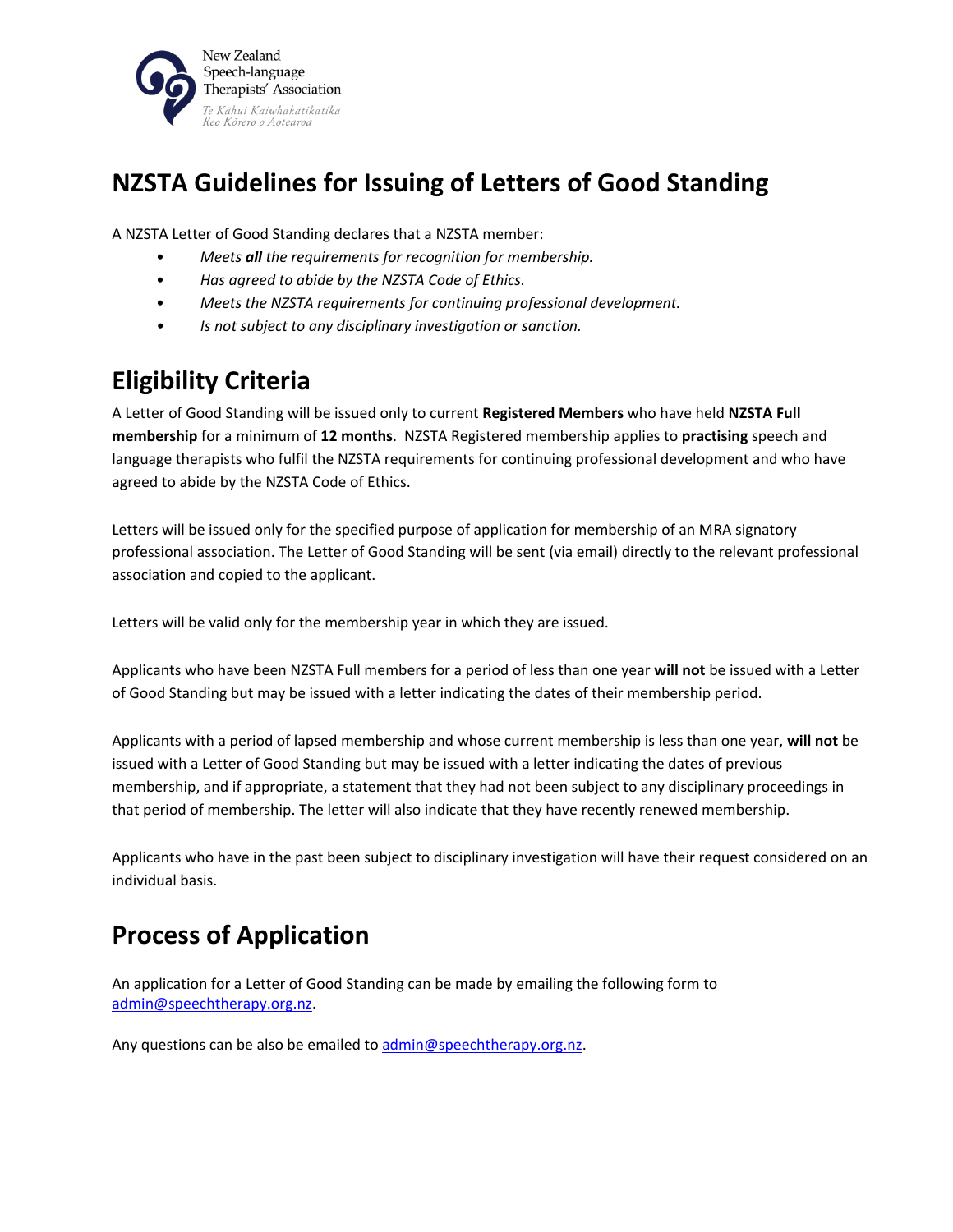New Zealand Speech-language Therapists' Association

*Te Kāhui Kaiwhakatikatika Reo Kōrero o Aotearoa*

# NZSTA Guidelines for Issuing of Letters of Good Standing

A NZSTA Letter of Good Standing declares that a NZSTA member:

- *Meets* ***all*** *the requirements for recognition for membership.*
- *Has agreed to abide by the NZSTA Code of Ethics.*
- *Meets the NZSTA requirements for continuing professional development.*
- *Is not subject to any disciplinary investigation or sanction.*

## Eligibility Criteria

A Letter of Good Standing will be issued only to current **Registered Members** who have held **NZSTA Full membership** for a minimum of **12 months**. NZSTA Registered membership applies to **practising** speech and language therapists who fulfil the NZSTA requirements for continuing professional development and who have agreed to abide by the NZSTA Code of Ethics.

Letters will be issued only for the specified purpose of application for membership of an MRA signatory professional association. The Letter of Good Standing will be sent (via email) directly to the relevant professional association and copied to the applicant.

Letters will be valid only for the membership year in which they are issued.

Applicants who have been NZSTA Full members for a period of less than one year **will not** be issued with a Letter of Good Standing but may be issued with a letter indicating the dates of their membership period.

Applicants with a period of lapsed membership and whose current membership is less than one year, **will not** be issued with a Letter of Good Standing but may be issued with a letter indicating the dates of previous membership, and if appropriate, a statement that they had not been subject to any disciplinary proceedings in that period of membership. The letter will also indicate that they have recently renewed membership.

Applicants who have in the past been subject to disciplinary investigation will have their request considered on an individual basis.

## Process of Application

An application for a Letter of Good Standing can be made by emailing the following form to admin@speechtherapy.org.nz.

Any questions can be also be emailed to admin@speechtherapy.org.nz.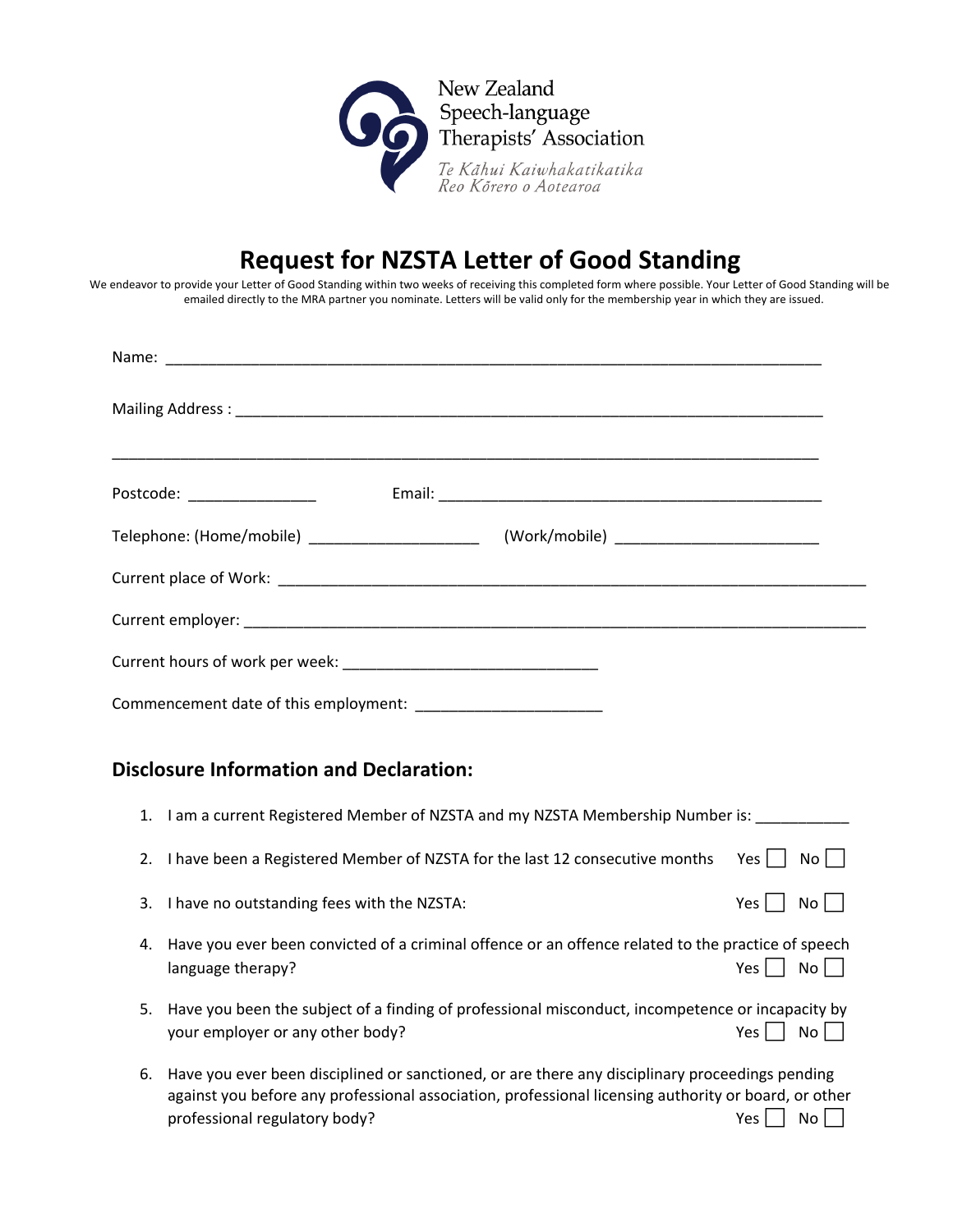New Zealand Speech-language Therapists' Association

*Te Kāhui Kaiwhakatikatika Reo Kōrero o Aotearoa*

# Request for NZSTA Letter of Good Standing

We endeavor to provide your Letter of Good Standing within two weeks of receiving this completed form where possible. Your Letter of Good Standing will be emailed directly to the MRA partner you nominate. Letters will be valid only for the membership year in which they are issued.

Name: ______________________________________________________________________________

Mailing Address : _____________________________________________________________________

_________________________________________________________________________________

Postcode: _______________ Email: ______________________________________________

Telephone: (Home/mobile) ____________________ (Work/mobile) _______________________

Current place of Work: ___________________________________________________________________

Current employer: _______________________________________________________________________

Current hours of work per week: ______________________________

Commencement date of this employment: ______________________

## Disclosure Information and Declaration:

1. I am a current Registered Member of NZSTA and my NZSTA Membership Number is: ___________
2. I have been a Registered Member of NZSTA for the last 12 consecutive months Yes ☐ No ☐
3. I have no outstanding fees with the NZSTA: Yes ☐ No ☐
4. Have you ever been convicted of a criminal offence or an offence related to the practice of speech language therapy? Yes ☐ No ☐
5. Have you been the subject of a finding of professional misconduct, incompetence or incapacity by your employer or any other body? Yes ☐ No ☐
6. Have you ever been disciplined or sanctioned, or are there any disciplinary proceedings pending against you before any professional association, professional licensing authority or board, or other professional regulatory body? Yes ☐ No ☐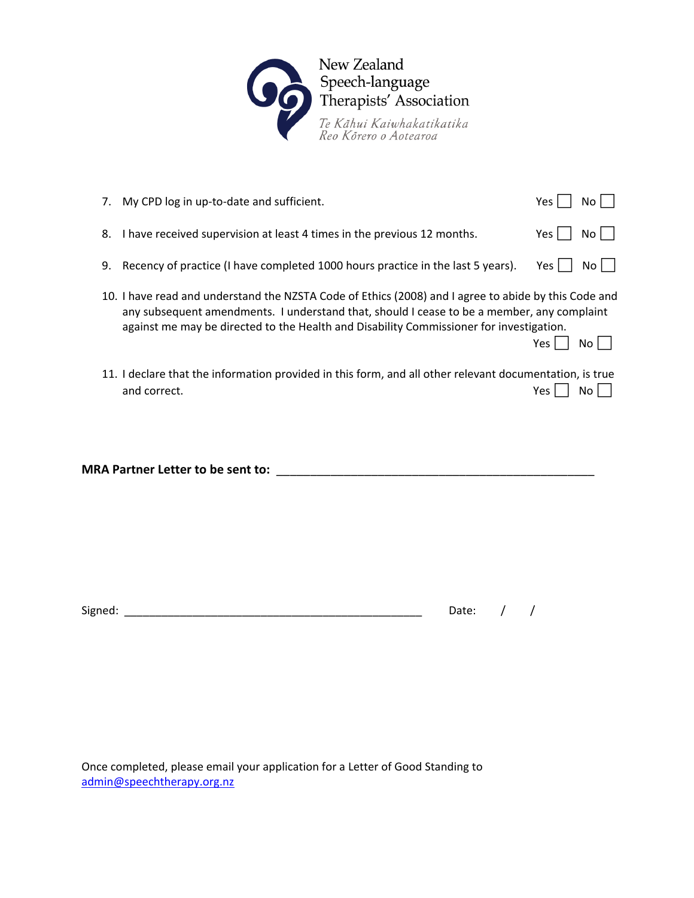New Zealand
Speech-language
Therapists' Association

*Te Kāhui Kaiwhakatikatika Reo Kōrero o Aotearoa*

7. My CPD log in up-to-date and sufficient. Yes ☐ No ☐
8. I have received supervision at least 4 times in the previous 12 months. Yes ☐ No ☐
9. Recency of practice (I have completed 1000 hours practice in the last 5 years). Yes ☐ No ☐
10. I have read and understand the NZSTA Code of Ethics (2008) and I agree to abide by this Code and any subsequent amendments. I understand that, should I cease to be a member, any complaint against me may be directed to the Health and Disability Commissioner for investigation. Yes ☐ No ☐
11. I declare that the information provided in this form, and all other relevant documentation, is true and correct. Yes ☐ No ☐

**MRA Partner Letter to be sent to:** ______________________________________________

Signed: ______________________________________________ Date: / /

Once completed, please email your application for a Letter of Good Standing to admin@speechtherapy.org.nz